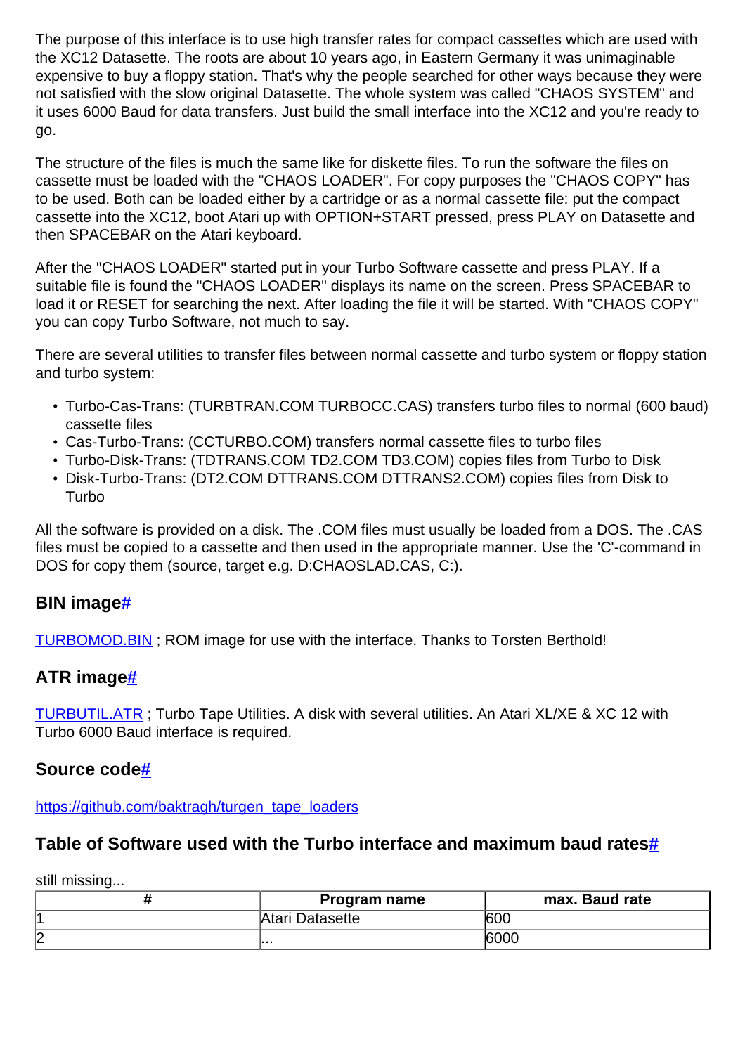The purpose of this interface is to use high transfer rates for compact cassettes which are used with the XC12 Datasette. The roots are about 10 years ago, in Eastern Germany it was unimaginable expensive to buy a floppy station. That's why the people searched for other ways because they were not satisfied with the slow original Datasette. The whole system was called "CHAOS SYSTEM" and it uses 6000 Baud for data transfers. Just build the small interface into the XC12 and you're ready to go.

The structure of the files is much the same like for diskette files. To run the software the files on cassette must be loaded with the "CHAOS LOADER". For copy purposes the "CHAOS COPY" has to be used. Both can be loaded either by a cartridge or as a normal cassette file: put the compact cassette into the XC12, boot Atari up with OPTION+START pressed, press PLAY on Datasette and then SPACEBAR on the Atari keyboard.

After the "CHAOS LOADER" started put in your Turbo Software cassette and press PLAY. If a suitable file is found the "CHAOS LOADER" displays its name on the screen. Press SPACEBAR to load it or RESET for searching the next. After loading the file it will be started. With "CHAOS COPY" you can copy Turbo Software, not much to say.

There are several utilities to transfer files between normal cassette and turbo system or floppy station and turbo system:

- Turbo-Cas-Trans: (TURBTRAN.COM TURBOCC.CAS) transfers turbo files to normal (600 baud) cassette files
- Cas-Turbo-Trans: (CCTURBO.COM) transfers normal cassette files to turbo files
- Turbo-Disk-Trans: (TDTRANS.COM TD2.COM TD3.COM) copies files from Turbo to Disk
- Disk-Turbo-Trans: (DT2.COM DTTRANS.COM DTTRANS2.COM) copies files from Disk to Turbo

All the software is provided on a disk. The .COM files must usually be loaded from a DOS. The .CAS files must be copied to a cassette and then used in the appropriate manner. Use the 'C'-command in DOS for copy them (source, target e.g. D:CHAOSLAD.CAS, C:).

## BIN image#

TURBOMOD.BIN ; ROM image for use with the interface. Thanks to Torsten Berthold!

## ATR image#

TURBUTIL.ATR ; Turbo Tape Utilities. A disk with several utilities. An Atari XL/XE & XC 12 with Turbo 6000 Baud interface is required.

## Source code#

https://github.com/baktragh/turgen_tape_loaders

## Table of Software used with the Turbo interface and maximum baud rates#

still missing...

| # | Program name | max. Baud rate |
|---|---|---|
| 1 | Atari Datasette | 600 |
| 2 | ... | 6000 |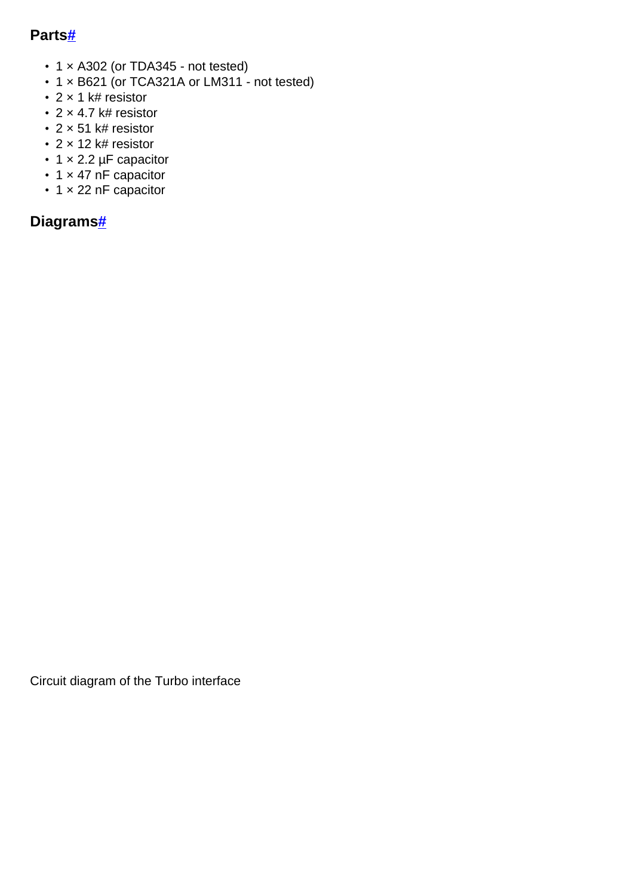## Parts#

- 1 × A302 (or TDA345 - not tested)
- 1 × B621 (or TCA321A or LM311 - not tested)
- 2 × 1 k# resistor
- 2 × 4.7 k# resistor
- 2 × 51 k# resistor
- 2 × 12 k# resistor
- 1 × 2.2 µF capacitor
- 1 × 47 nF capacitor
- 1 × 22 nF capacitor

## Diagrams#

Circuit diagram of the Turbo interface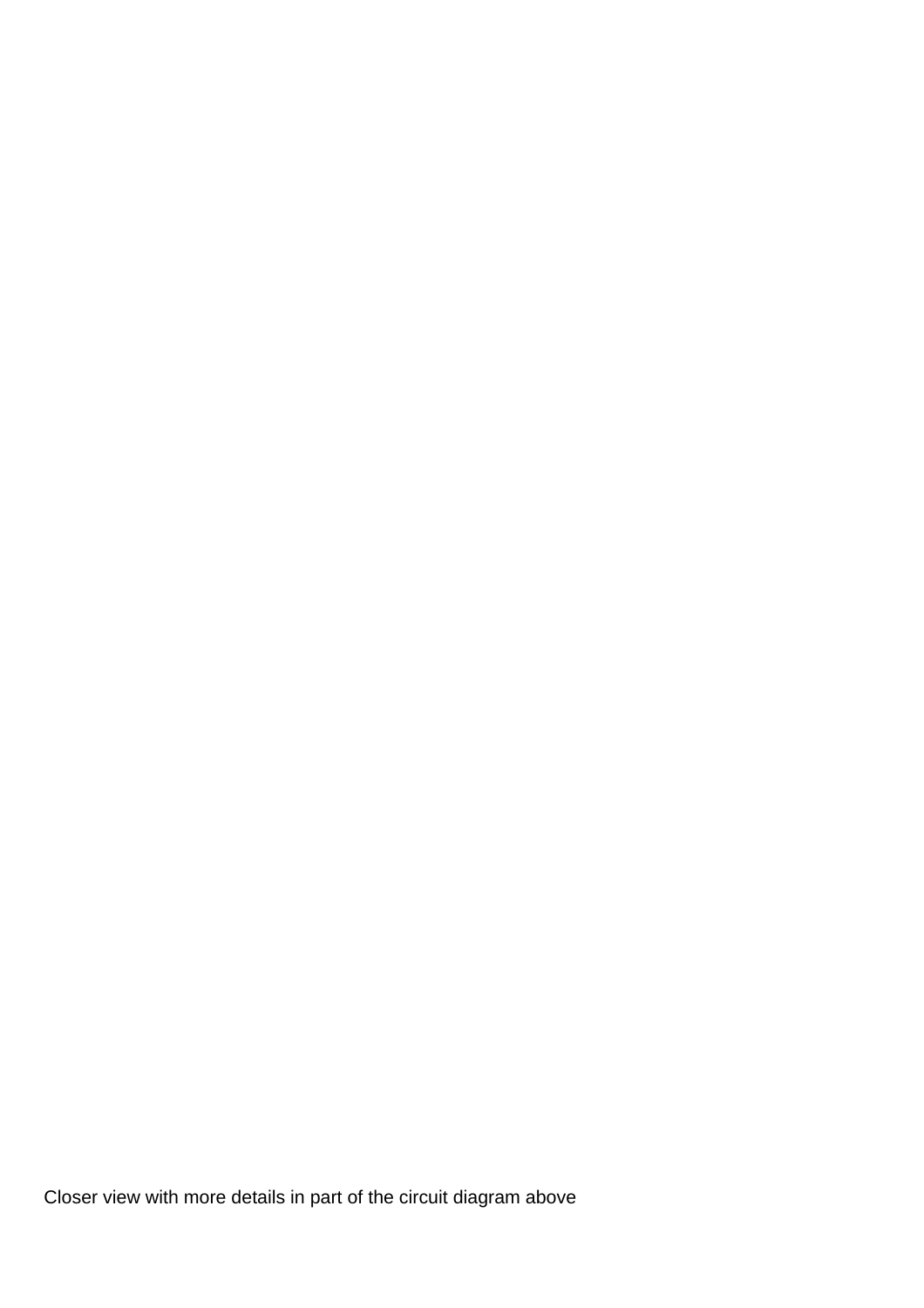Closer view with more details in part of the circuit diagram above